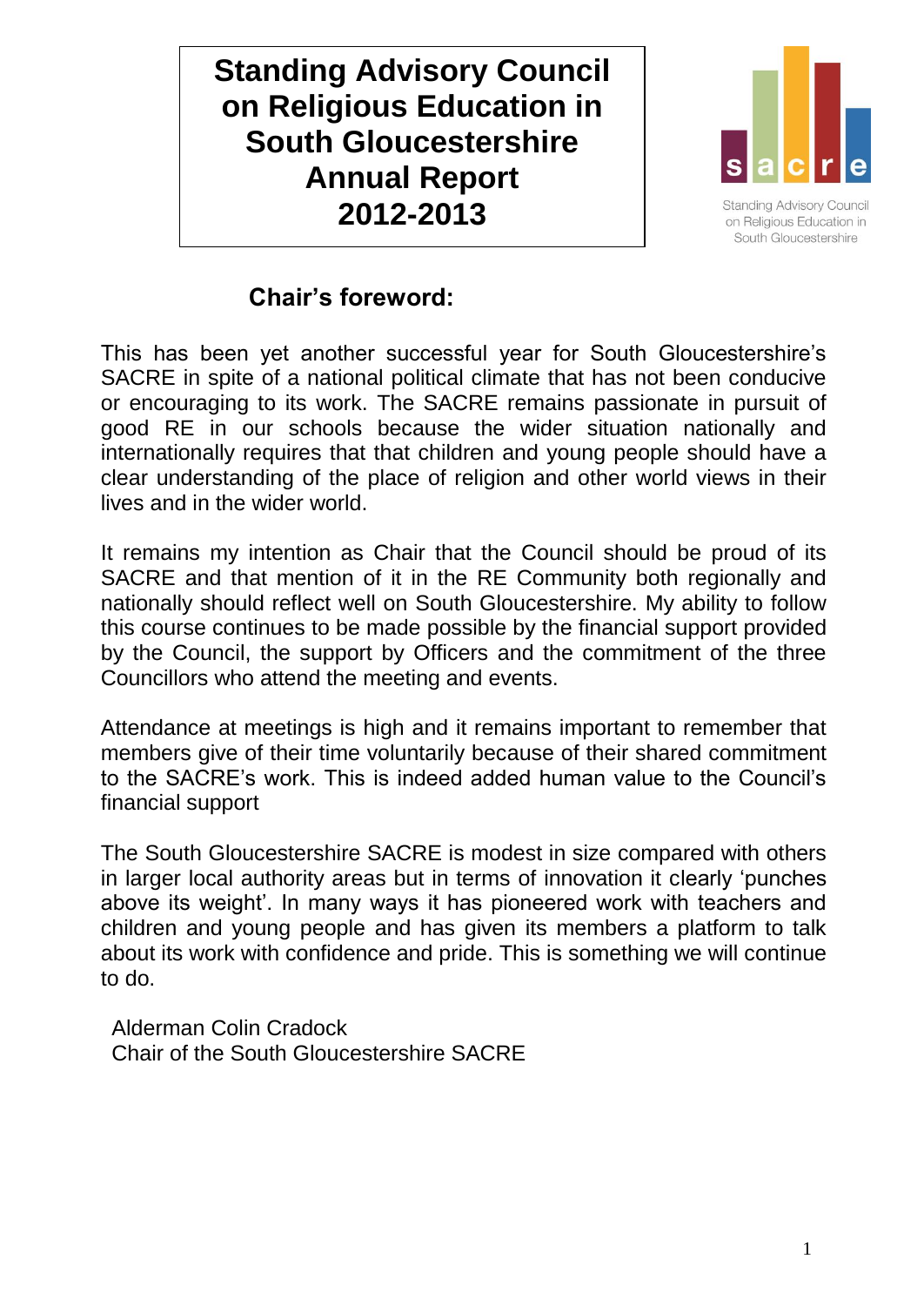# Standing Advisory Council on Religious Education in South Gloucestershire Annual Report 2012-2013

## Chair's foreword:

This has been yet another successful year for South Gloucestershire's SACRE in spite of a national political climate that has not been conducive or encouraging to its work. The SACRE remains passionate in pursuit of good RE in our schools because the wider situation nationally and internationally requires that that children and young people should have a clear understanding of the place of religion and other world views in their lives and in the wider world.

It remains my intention as Chair that the Council should be proud of its SACRE and that mention of it in the RE Community both regionally and nationally should reflect well on South Gloucestershire. My ability to follow this course continues to be made possible by the financial support provided by the Council, the support by Officers and the commitment of the three Councillors who attend the meeting and events.

Attendance at meetings is high and it remains important to remember that members give of their time voluntarily because of their shared commitment to the SACRE's work. This is indeed added human value to the Council's financial support

The South Gloucestershire SACRE is modest in size compared with others in larger local authority areas but in terms of innovation it clearly 'punches above its weight'. In many ways it has pioneered work with teachers and children and young people and has given its members a platform to talk about its work with confidence and pride. This is something we will continue to do.

Alderman Colin Cradock
Chair of the South Gloucestershire SACRE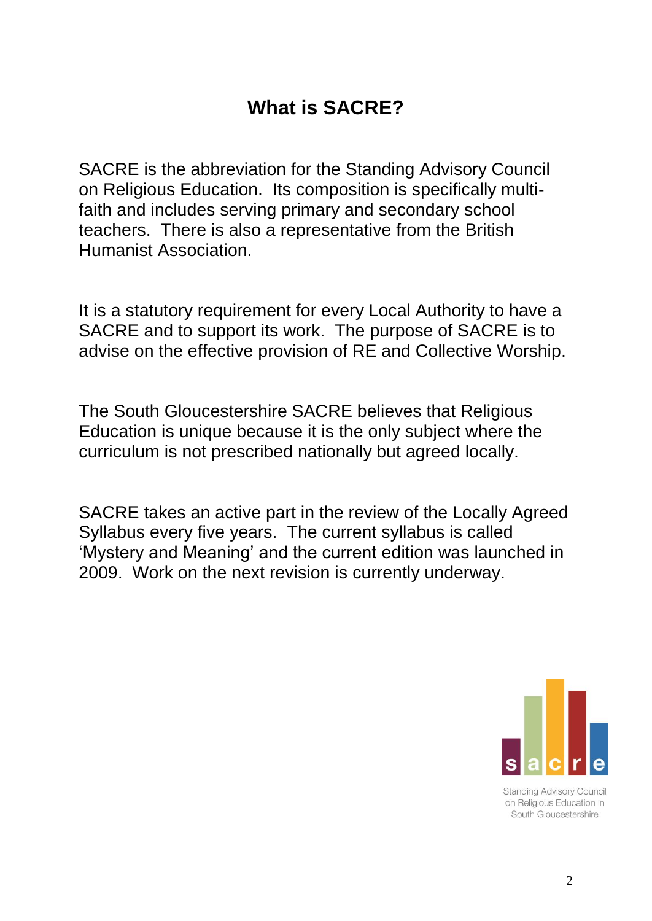# What is SACRE?

SACRE is the abbreviation for the Standing Advisory Council on Religious Education. Its composition is specifically multi-faith and includes serving primary and secondary school teachers. There is also a representative from the British Humanist Association.

It is a statutory requirement for every Local Authority to have a SACRE and to support its work. The purpose of SACRE is to advise on the effective provision of RE and Collective Worship.

The South Gloucestershire SACRE believes that Religious Education is unique because it is the only subject where the curriculum is not prescribed nationally but agreed locally.

SACRE takes an active part in the review of the Locally Agreed Syllabus every five years. The current syllabus is called 'Mystery and Meaning' and the current edition was launched in 2009. Work on the next revision is currently underway.

sacre

Standing Advisory Council on Religious Education in South Gloucestershire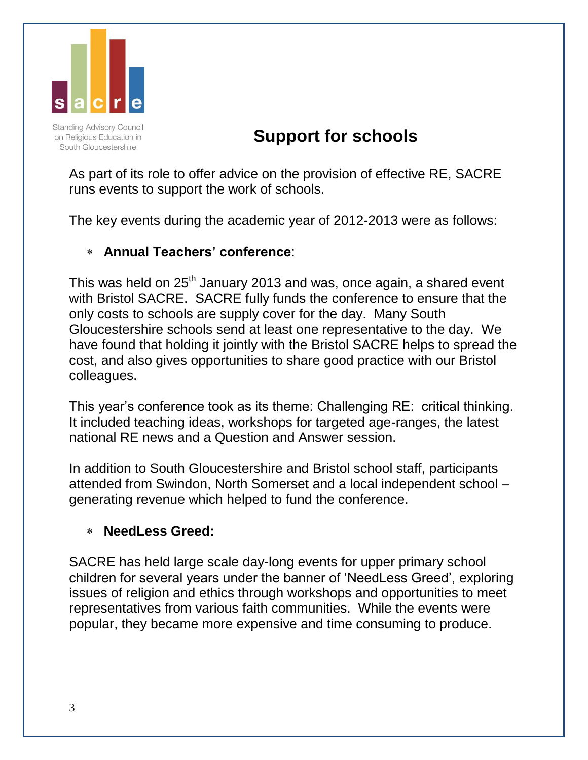Standing Advisory Council on Religious Education in South Gloucestershire

# Support for schools

As part of its role to offer advice on the provision of effective RE, SACRE runs events to support the work of schools.

The key events during the academic year of 2012-2013 were as follows:

- **Annual Teachers' conference**:

This was held on 25th January 2013 and was, once again, a shared event with Bristol SACRE. SACRE fully funds the conference to ensure that the only costs to schools are supply cover for the day. Many South Gloucestershire schools send at least one representative to the day. We have found that holding it jointly with the Bristol SACRE helps to spread the cost, and also gives opportunities to share good practice with our Bristol colleagues.

This year's conference took as its theme: Challenging RE: critical thinking. It included teaching ideas, workshops for targeted age-ranges, the latest national RE news and a Question and Answer session.

In addition to South Gloucestershire and Bristol school staff, participants attended from Swindon, North Somerset and a local independent school – generating revenue which helped to fund the conference.

- **NeedLess Greed:**

SACRE has held large scale day-long events for upper primary school children for several years under the banner of 'NeedLess Greed', exploring issues of religion and ethics through workshops and opportunities to meet representatives from various faith communities. While the events were popular, they became more expensive and time consuming to produce.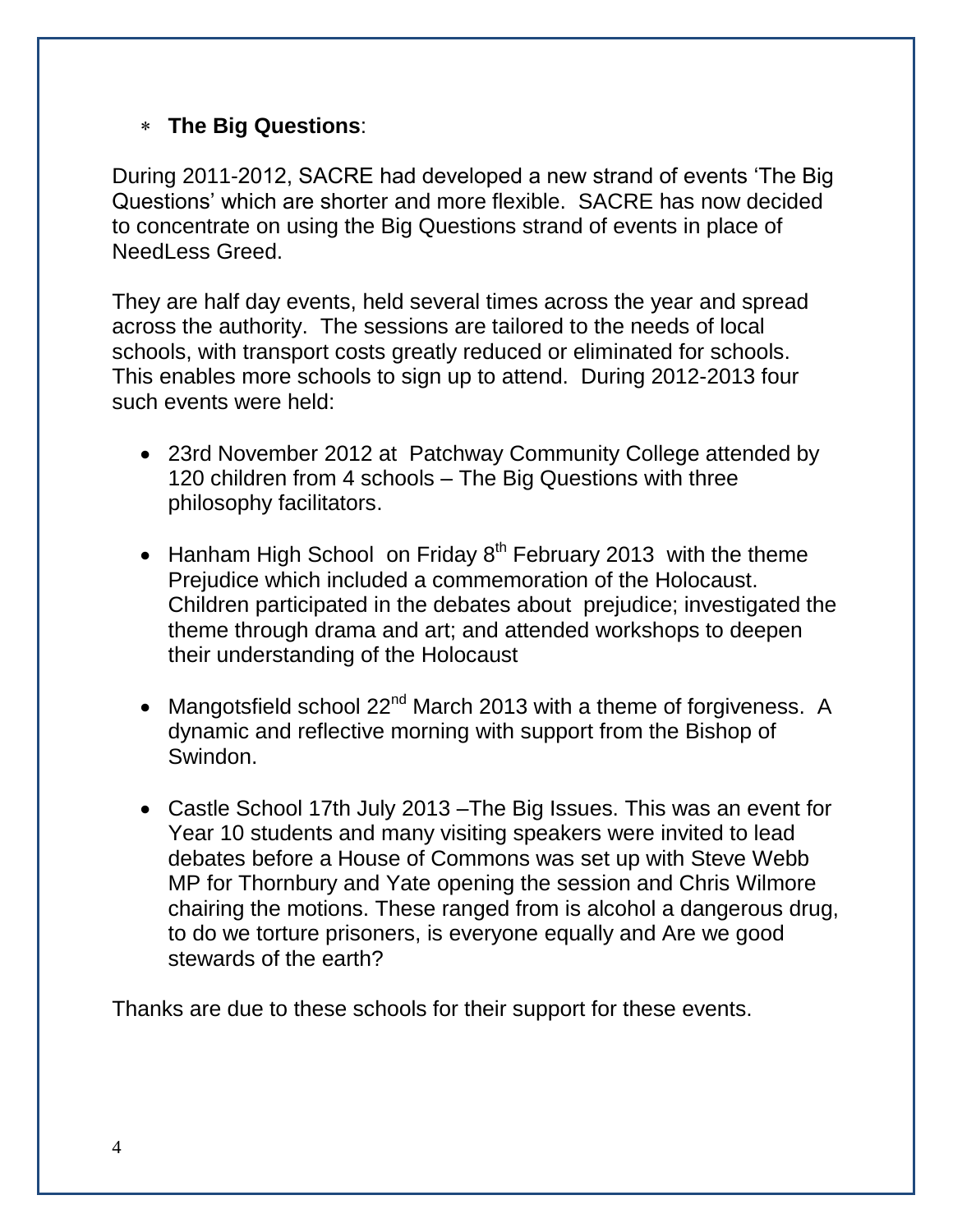* **The Big Questions**:

During 2011-2012, SACRE had developed a new strand of events 'The Big Questions' which are shorter and more flexible. SACRE has now decided to concentrate on using the Big Questions strand of events in place of NeedLess Greed.

They are half day events, held several times across the year and spread across the authority. The sessions are tailored to the needs of local schools, with transport costs greatly reduced or eliminated for schools. This enables more schools to sign up to attend. During 2012-2013 four such events were held:

- 23rd November 2012 at Patchway Community College attended by 120 children from 4 schools – The Big Questions with three philosophy facilitators.

- Hanham High School on Friday 8th February 2013 with the theme Prejudice which included a commemoration of the Holocaust. Children participated in the debates about prejudice; investigated the theme through drama and art; and attended workshops to deepen their understanding of the Holocaust

- Mangotsfield school 22nd March 2013 with a theme of forgiveness. A dynamic and reflective morning with support from the Bishop of Swindon.

- Castle School 17th July 2013 –The Big Issues. This was an event for Year 10 students and many visiting speakers were invited to lead debates before a House of Commons was set up with Steve Webb MP for Thornbury and Yate opening the session and Chris Wilmore chairing the motions. These ranged from is alcohol a dangerous drug, to do we torture prisoners, is everyone equally and Are we good stewards of the earth?

Thanks are due to these schools for their support for these events.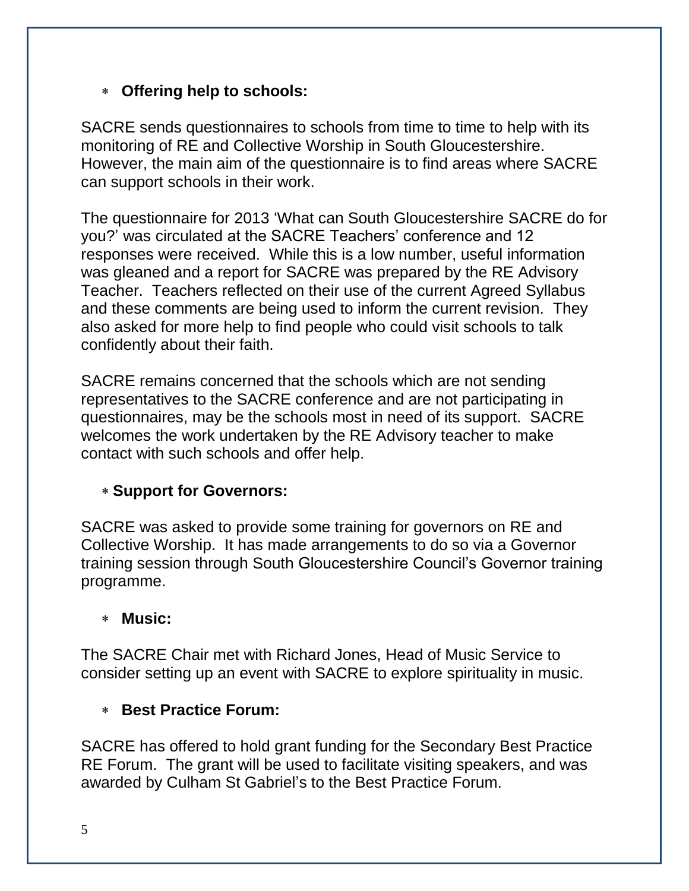* **Offering help to schools:**

SACRE sends questionnaires to schools from time to time to help with its monitoring of RE and Collective Worship in South Gloucestershire. However, the main aim of the questionnaire is to find areas where SACRE can support schools in their work.

The questionnaire for 2013 'What can South Gloucestershire SACRE do for you?' was circulated at the SACRE Teachers' conference and 12 responses were received. While this is a low number, useful information was gleaned and a report for SACRE was prepared by the RE Advisory Teacher. Teachers reflected on their use of the current Agreed Syllabus and these comments are being used to inform the current revision. They also asked for more help to find people who could visit schools to talk confidently about their faith.

SACRE remains concerned that the schools which are not sending representatives to the SACRE conference and are not participating in questionnaires, may be the schools most in need of its support. SACRE welcomes the work undertaken by the RE Advisory teacher to make contact with such schools and offer help.

* **Support for Governors:**

SACRE was asked to provide some training for governors on RE and Collective Worship. It has made arrangements to do so via a Governor training session through South Gloucestershire Council's Governor training programme.

* **Music:**

The SACRE Chair met with Richard Jones, Head of Music Service to consider setting up an event with SACRE to explore spirituality in music.

* **Best Practice Forum:**

SACRE has offered to hold grant funding for the Secondary Best Practice RE Forum. The grant will be used to facilitate visiting speakers, and was awarded by Culham St Gabriel's to the Best Practice Forum.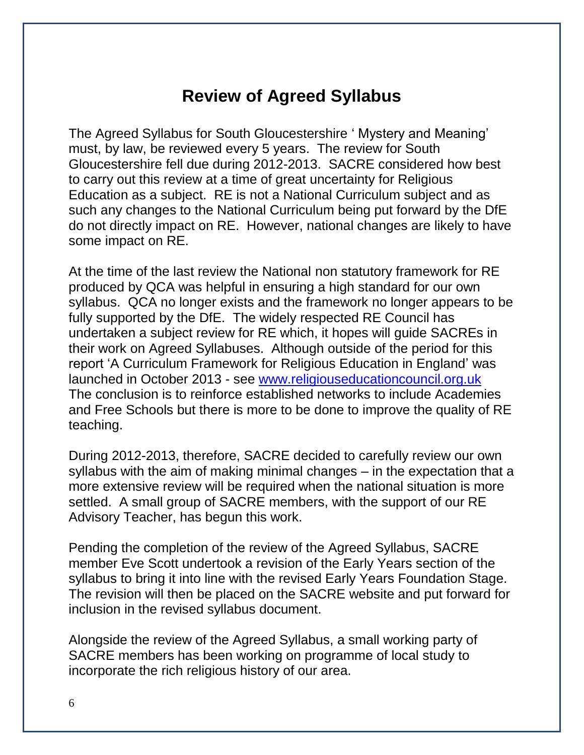# Review of Agreed Syllabus

The Agreed Syllabus for South Gloucestershire ' Mystery and Meaning' must, by law, be reviewed every 5 years. The review for South Gloucestershire fell due during 2012-2013. SACRE considered how best to carry out this review at a time of great uncertainty for Religious Education as a subject. RE is not a National Curriculum subject and as such any changes to the National Curriculum being put forward by the DfE do not directly impact on RE. However, national changes are likely to have some impact on RE.

At the time of the last review the National non statutory framework for RE produced by QCA was helpful in ensuring a high standard for our own syllabus. QCA no longer exists and the framework no longer appears to be fully supported by the DfE. The widely respected RE Council has undertaken a subject review for RE which, it hopes will guide SACREs in their work on Agreed Syllabuses. Although outside of the period for this report 'A Curriculum Framework for Religious Education in England' was launched in October 2013 - see [www.religiouseducationcouncil.org.uk](http://www.religiouseducationcouncil.org.uk) The conclusion is to reinforce established networks to include Academies and Free Schools but there is more to be done to improve the quality of RE teaching.

During 2012-2013, therefore, SACRE decided to carefully review our own syllabus with the aim of making minimal changes – in the expectation that a more extensive review will be required when the national situation is more settled. A small group of SACRE members, with the support of our RE Advisory Teacher, has begun this work.

Pending the completion of the review of the Agreed Syllabus, SACRE member Eve Scott undertook a revision of the Early Years section of the syllabus to bring it into line with the revised Early Years Foundation Stage. The revision will then be placed on the SACRE website and put forward for inclusion in the revised syllabus document.

Alongside the review of the Agreed Syllabus, a small working party of SACRE members has been working on programme of local study to incorporate the rich religious history of our area.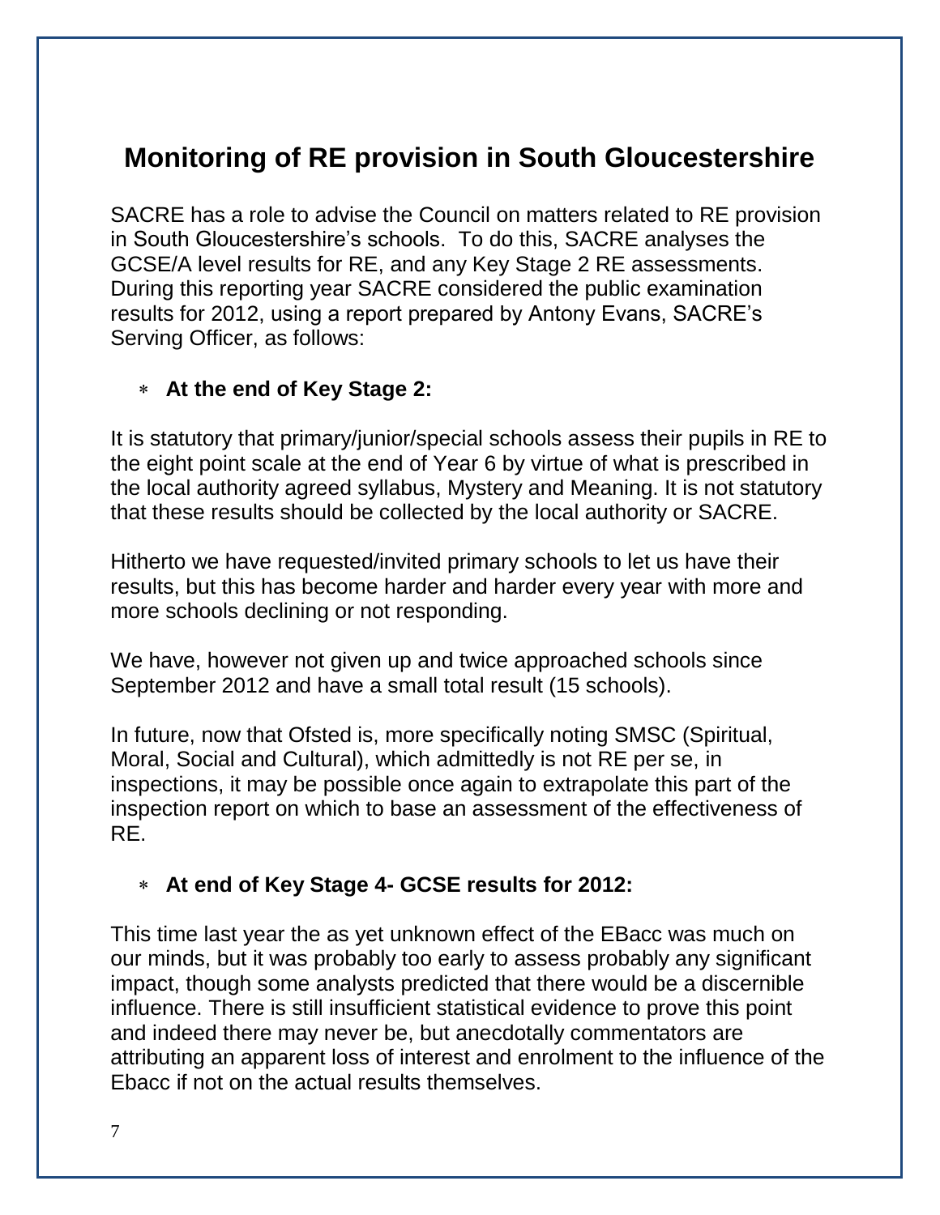# Monitoring of RE provision in South Gloucestershire

SACRE has a role to advise the Council on matters related to RE provision in South Gloucestershire's schools. To do this, SACRE analyses the GCSE/A level results for RE, and any Key Stage 2 RE assessments. During this reporting year SACRE considered the public examination results for 2012, using a report prepared by Antony Evans, SACRE's Serving Officer, as follows:

- **At the end of Key Stage 2:**

It is statutory that primary/junior/special schools assess their pupils in RE to the eight point scale at the end of Year 6 by virtue of what is prescribed in the local authority agreed syllabus, Mystery and Meaning. It is not statutory that these results should be collected by the local authority or SACRE.

Hitherto we have requested/invited primary schools to let us have their results, but this has become harder and harder every year with more and more schools declining or not responding.

We have, however not given up and twice approached schools since September 2012 and have a small total result (15 schools).

In future, now that Ofsted is, more specifically noting SMSC (Spiritual, Moral, Social and Cultural), which admittedly is not RE per se, in inspections, it may be possible once again to extrapolate this part of the inspection report on which to base an assessment of the effectiveness of RE.

- **At end of Key Stage 4- GCSE results for 2012:**

This time last year the as yet unknown effect of the EBacc was much on our minds, but it was probably too early to assess probably any significant impact, though some analysts predicted that there would be a discernible influence. There is still insufficient statistical evidence to prove this point and indeed there may never be, but anecdotally commentators are attributing an apparent loss of interest and enrolment to the influence of the Ebacc if not on the actual results themselves.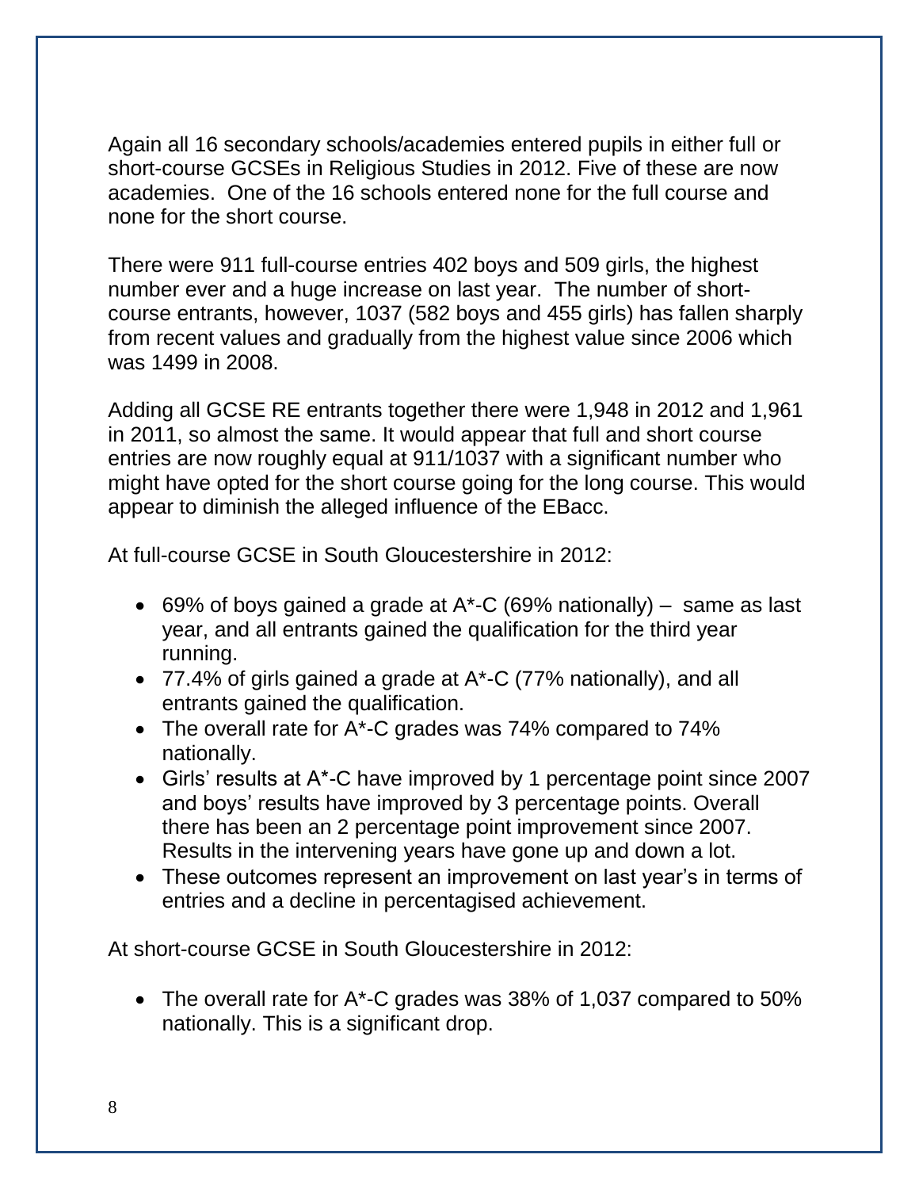Again all 16 secondary schools/academies entered pupils in either full or short-course GCSEs in Religious Studies in 2012. Five of these are now academies. One of the 16 schools entered none for the full course and none for the short course.

There were 911 full-course entries 402 boys and 509 girls, the highest number ever and a huge increase on last year. The number of short-course entrants, however, 1037 (582 boys and 455 girls) has fallen sharply from recent values and gradually from the highest value since 2006 which was 1499 in 2008.

Adding all GCSE RE entrants together there were 1,948 in 2012 and 1,961 in 2011, so almost the same. It would appear that full and short course entries are now roughly equal at 911/1037 with a significant number who might have opted for the short course going for the long course. This would appear to diminish the alleged influence of the EBacc.

At full-course GCSE in South Gloucestershire in 2012:

- 69% of boys gained a grade at A*-C (69% nationally) – same as last year, and all entrants gained the qualification for the third year running.
- 77.4% of girls gained a grade at A*-C (77% nationally), and all entrants gained the qualification.
- The overall rate for A*-C grades was 74% compared to 74% nationally.
- Girls' results at A*-C have improved by 1 percentage point since 2007 and boys' results have improved by 3 percentage points. Overall there has been an 2 percentage point improvement since 2007. Results in the intervening years have gone up and down a lot.
- These outcomes represent an improvement on last year's in terms of entries and a decline in percentagised achievement.

At short-course GCSE in South Gloucestershire in 2012:

- The overall rate for A*-C grades was 38% of 1,037 compared to 50% nationally. This is a significant drop.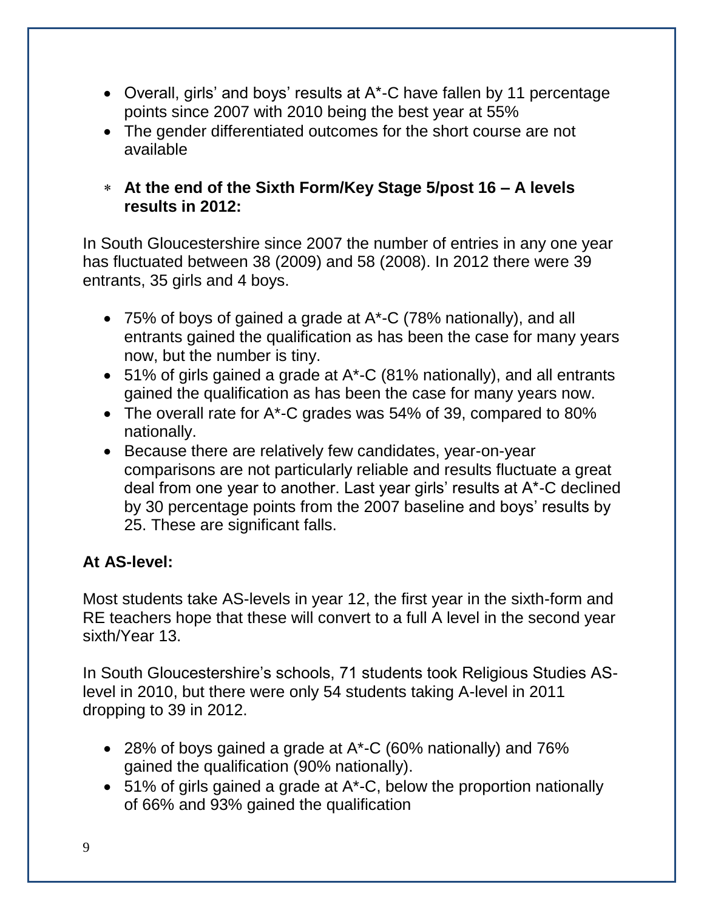- Overall, girls' and boys' results at A*-C have fallen by 11 percentage points since 2007 with 2010 being the best year at 55%
- The gender differentiated outcomes for the short course are not available

- **At the end of the Sixth Form/Key Stage 5/post 16 – A levels results in 2012:**

In South Gloucestershire since 2007 the number of entries in any one year has fluctuated between 38 (2009) and 58 (2008). In 2012 there were 39 entrants, 35 girls and 4 boys.

- 75% of boys of gained a grade at A*-C (78% nationally), and all entrants gained the qualification as has been the case for many years now, but the number is tiny.
- 51% of girls gained a grade at A*-C (81% nationally), and all entrants gained the qualification as has been the case for many years now.
- The overall rate for A*-C grades was 54% of 39, compared to 80% nationally.
- Because there are relatively few candidates, year-on-year comparisons are not particularly reliable and results fluctuate a great deal from one year to another. Last year girls' results at A*-C declined by 30 percentage points from the 2007 baseline and boys' results by 25. These are significant falls.

**At AS-level:**

Most students take AS-levels in year 12, the first year in the sixth-form and RE teachers hope that these will convert to a full A level in the second year sixth/Year 13.

In South Gloucestershire's schools, 71 students took Religious Studies AS-level in 2010, but there were only 54 students taking A-level in 2011 dropping to 39 in 2012.

- 28% of boys gained a grade at A*-C (60% nationally) and 76% gained the qualification (90% nationally).
- 51% of girls gained a grade at A*-C, below the proportion nationally of 66% and 93% gained the qualification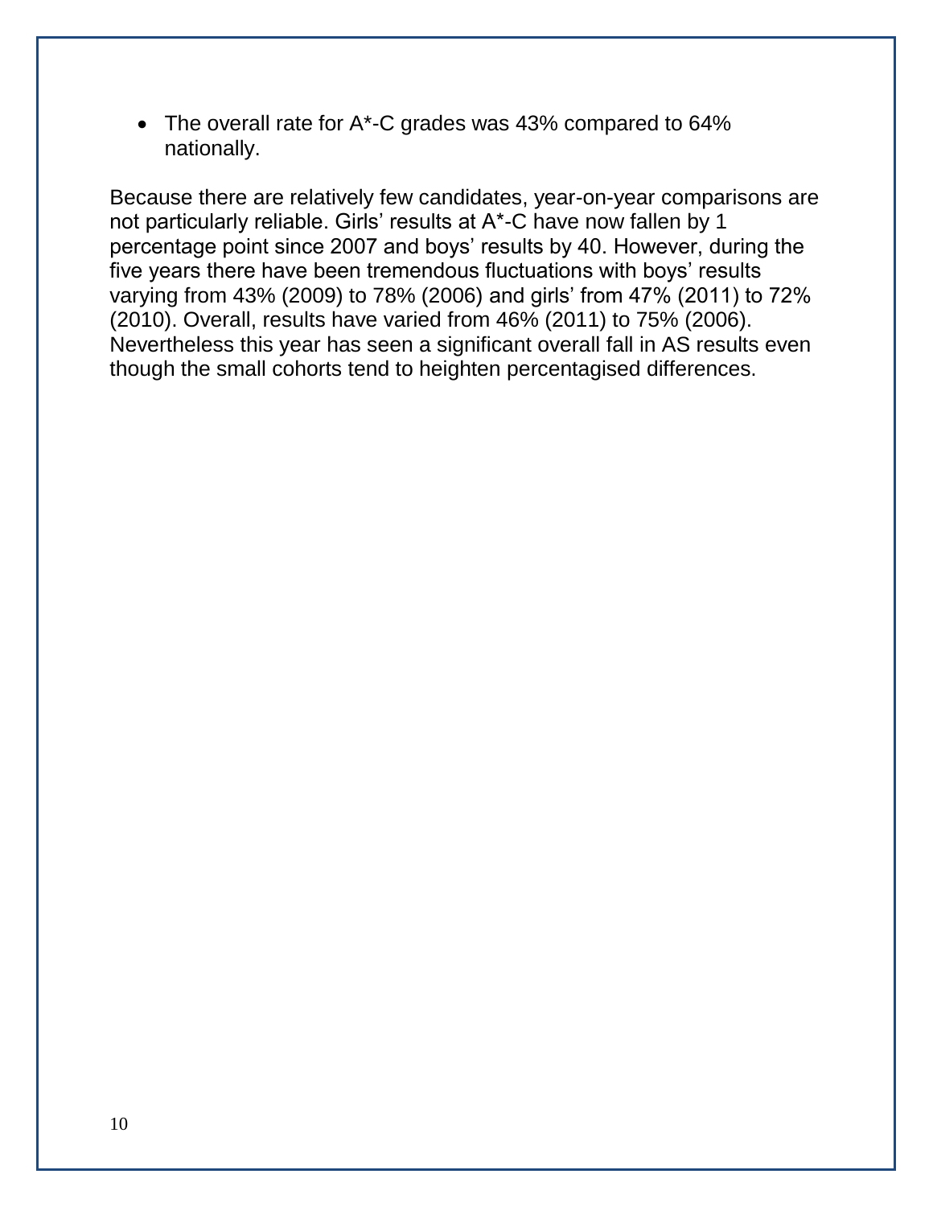- The overall rate for A*-C grades was 43% compared to 64% nationally.

Because there are relatively few candidates, year-on-year comparisons are not particularly reliable. Girls' results at A*-C have now fallen by 1 percentage point since 2007 and boys' results by 40. However, during the five years there have been tremendous fluctuations with boys' results varying from 43% (2009) to 78% (2006) and girls' from 47% (2011) to 72% (2010). Overall, results have varied from 46% (2011) to 75% (2006). Nevertheless this year has seen a significant overall fall in AS results even though the small cohorts tend to heighten percentagised differences.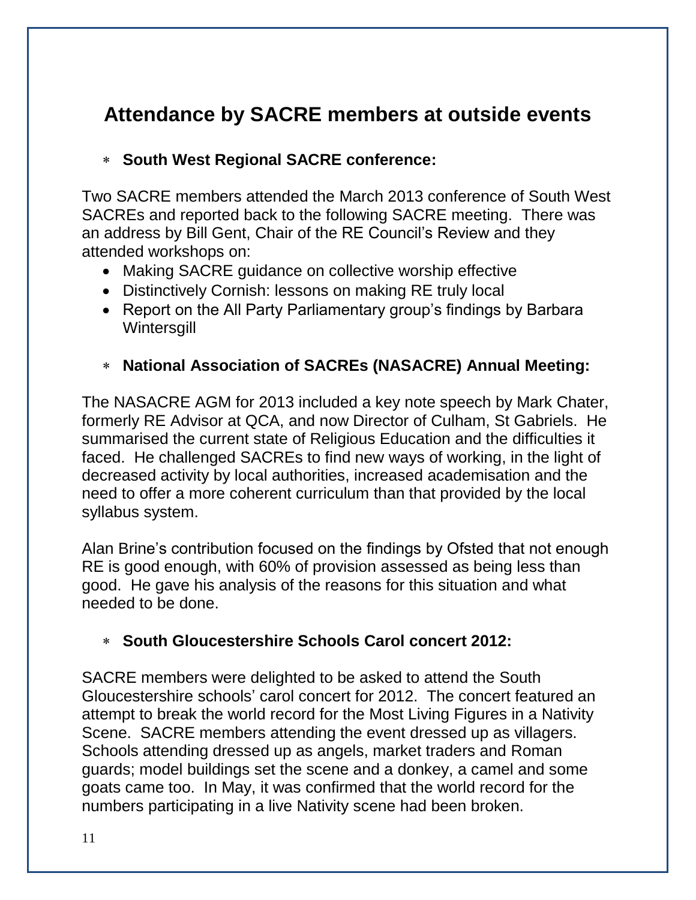# Attendance by SACRE members at outside events

- **South West Regional SACRE conference:**

Two SACRE members attended the March 2013 conference of South West SACREs and reported back to the following SACRE meeting. There was an address by Bill Gent, Chair of the RE Council's Review and they attended workshops on:

- Making SACRE guidance on collective worship effective
- Distinctively Cornish: lessons on making RE truly local
- Report on the All Party Parliamentary group's findings by Barbara Wintersgill

- **National Association of SACREs (NASACRE) Annual Meeting:**

The NASACRE AGM for 2013 included a key note speech by Mark Chater, formerly RE Advisor at QCA, and now Director of Culham, St Gabriels. He summarised the current state of Religious Education and the difficulties it faced. He challenged SACREs to find new ways of working, in the light of decreased activity by local authorities, increased academisation and the need to offer a more coherent curriculum than that provided by the local syllabus system.

Alan Brine's contribution focused on the findings by Ofsted that not enough RE is good enough, with 60% of provision assessed as being less than good. He gave his analysis of the reasons for this situation and what needed to be done.

- **South Gloucestershire Schools Carol concert 2012:**

SACRE members were delighted to be asked to attend the South Gloucestershire schools' carol concert for 2012. The concert featured an attempt to break the world record for the Most Living Figures in a Nativity Scene. SACRE members attending the event dressed up as villagers. Schools attending dressed up as angels, market traders and Roman guards; model buildings set the scene and a donkey, a camel and some goats came too. In May, it was confirmed that the world record for the numbers participating in a live Nativity scene had been broken.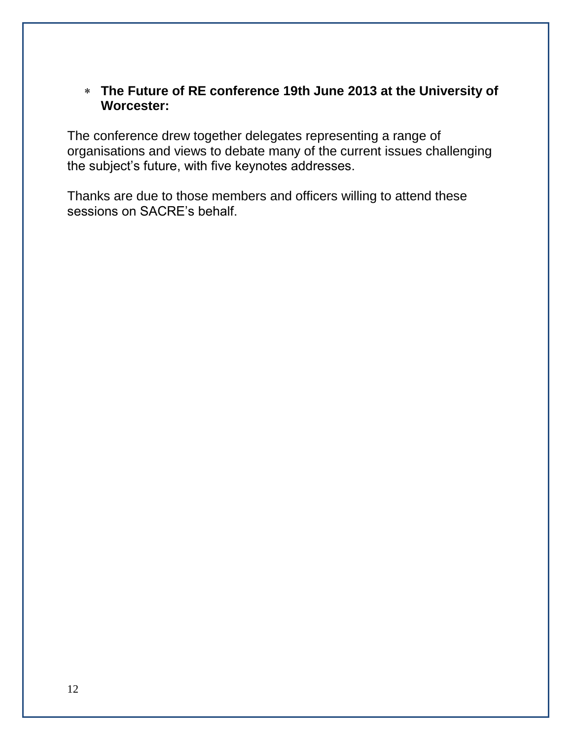* **The Future of RE conference 19th June 2013 at the University of Worcester:**

The conference drew together delegates representing a range of organisations and views to debate many of the current issues challenging the subject’s future, with five keynotes addresses.

Thanks are due to those members and officers willing to attend these sessions on SACRE’s behalf.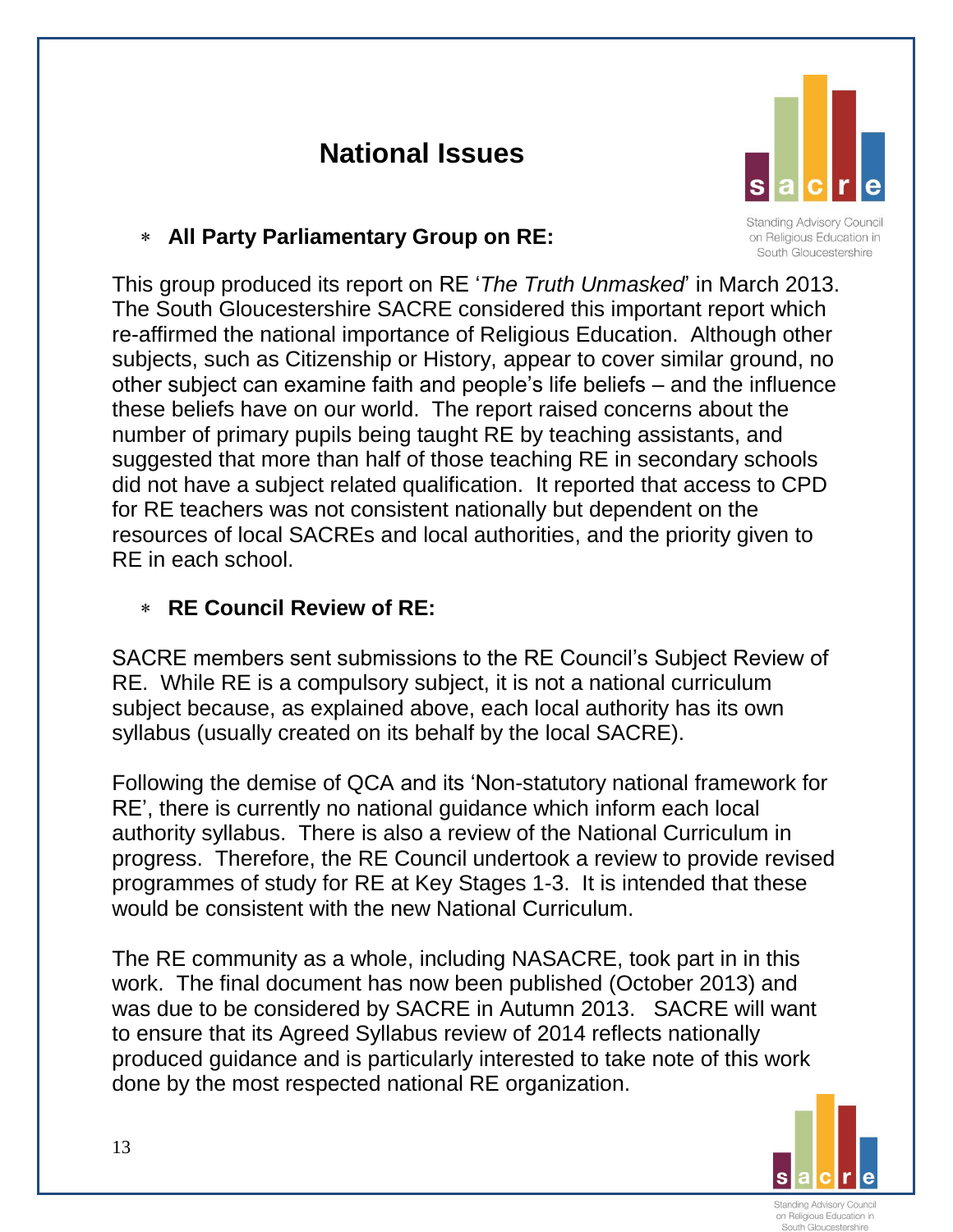# National Issues

- **All Party Parliamentary Group on RE:**

This group produced its report on RE '*The Truth Unmasked*' in March 2013. The South Gloucestershire SACRE considered this important report which re-affirmed the national importance of Religious Education. Although other subjects, such as Citizenship or History, appear to cover similar ground, no other subject can examine faith and people's life beliefs – and the influence these beliefs have on our world. The report raised concerns about the number of primary pupils being taught RE by teaching assistants, and suggested that more than half of those teaching RE in secondary schools did not have a subject related qualification. It reported that access to CPD for RE teachers was not consistent nationally but dependent on the resources of local SACREs and local authorities, and the priority given to RE in each school.

- **RE Council Review of RE:**

SACRE members sent submissions to the RE Council's Subject Review of RE. While RE is a compulsory subject, it is not a national curriculum subject because, as explained above, each local authority has its own syllabus (usually created on its behalf by the local SACRE).

Following the demise of QCA and its 'Non-statutory national framework for RE', there is currently no national guidance which inform each local authority syllabus. There is also a review of the National Curriculum in progress. Therefore, the RE Council undertook a review to provide revised programmes of study for RE at Key Stages 1-3. It is intended that these would be consistent with the new National Curriculum.

The RE community as a whole, including NASACRE, took part in in this work. The final document has now been published (October 2013) and was due to be considered by SACRE in Autumn 2013. SACRE will want to ensure that its Agreed Syllabus review of 2014 reflects nationally produced guidance and is particularly interested to take note of this work done by the most respected national RE organization.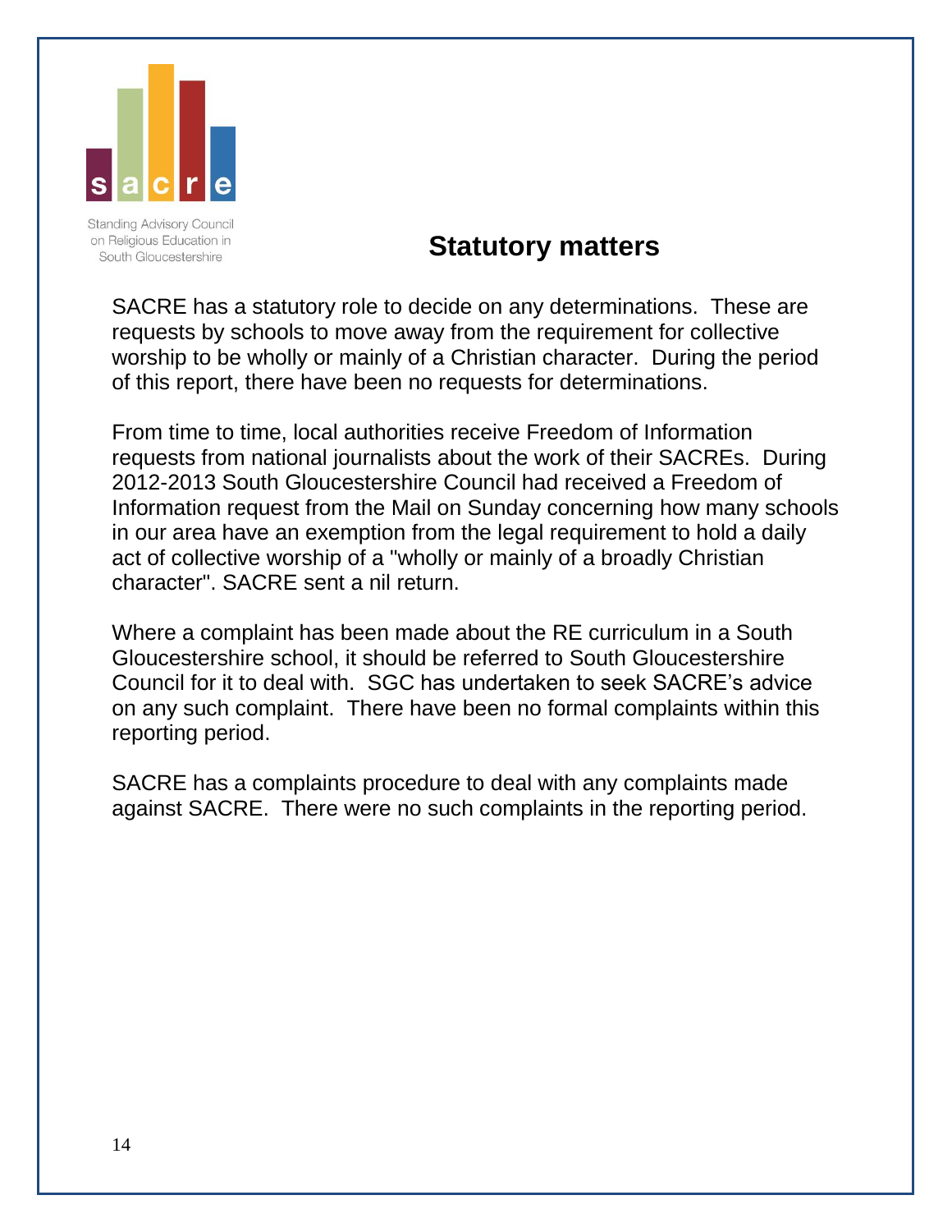Standing Advisory Council on Religious Education in South Gloucestershire

## Statutory matters

SACRE has a statutory role to decide on any determinations. These are requests by schools to move away from the requirement for collective worship to be wholly or mainly of a Christian character. During the period of this report, there have been no requests for determinations.

From time to time, local authorities receive Freedom of Information requests from national journalists about the work of their SACREs. During 2012-2013 South Gloucestershire Council had received a Freedom of Information request from the Mail on Sunday concerning how many schools in our area have an exemption from the legal requirement to hold a daily act of collective worship of a "wholly or mainly of a broadly Christian character". SACRE sent a nil return.

Where a complaint has been made about the RE curriculum in a South Gloucestershire school, it should be referred to South Gloucestershire Council for it to deal with. SGC has undertaken to seek SACRE's advice on any such complaint. There have been no formal complaints within this reporting period.

SACRE has a complaints procedure to deal with any complaints made against SACRE. There were no such complaints in the reporting period.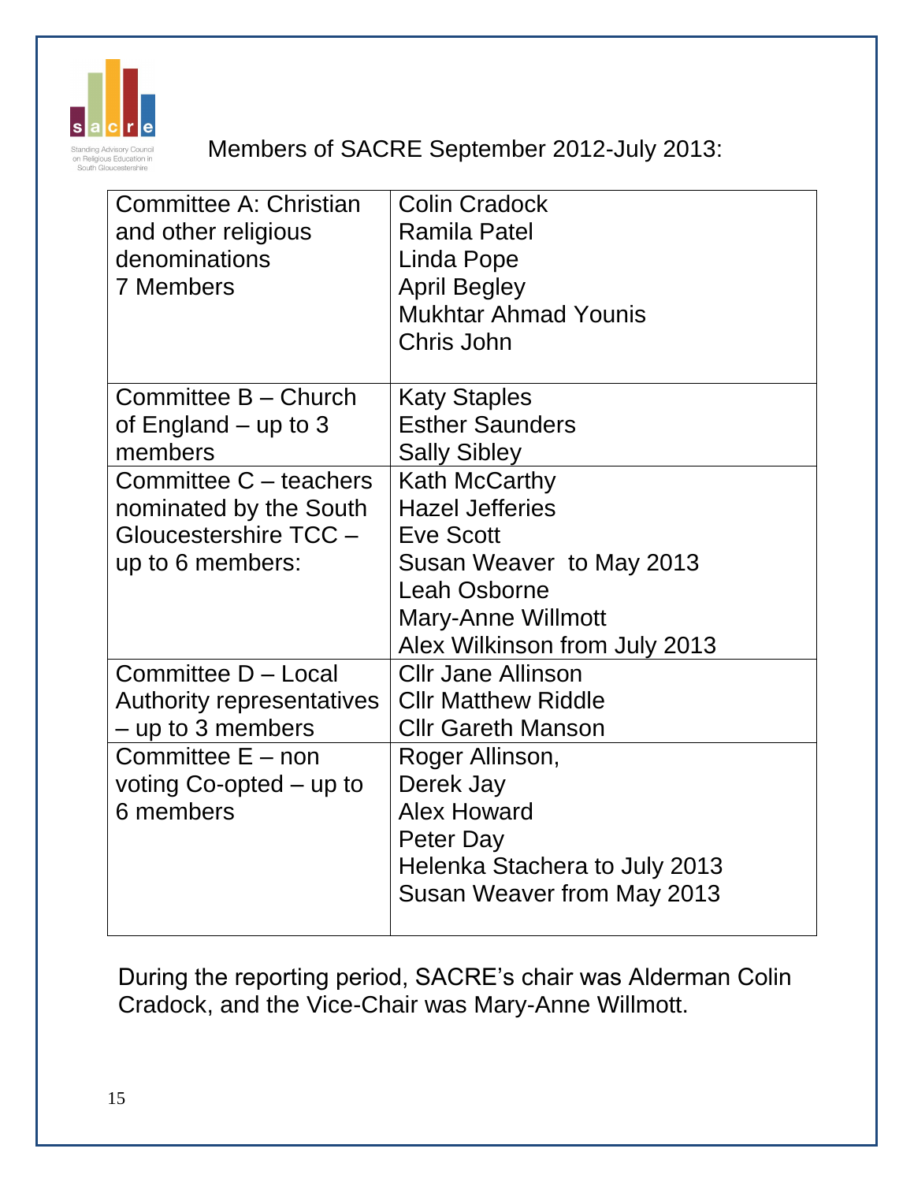Standing Advisory Council on Religious Education in South Gloucestershire

Members of SACRE September 2012-July 2013:

| Committee | Members |
|---|---|
| Committee A: Christian and other religious denominations 7 Members | Colin Cradock<br>Ramila Patel<br>Linda Pope<br>April Begley<br>Mukhtar Ahmad Younis<br>Chris John |
| Committee B – Church of England – up to 3 members | Katy Staples<br>Esther Saunders<br>Sally Sibley |
| Committee C – teachers nominated by the South Gloucestershire TCC – up to 6 members: | Kath McCarthy<br>Hazel Jefferies<br>Eve Scott<br>Susan Weaver to May 2013<br>Leah Osborne<br>Mary-Anne Willmott<br>Alex Wilkinson from July 2013 |
| Committee D – Local Authority representatives – up to 3 members | Cllr Jane Allinson<br>Cllr Matthew Riddle<br>Cllr Gareth Manson |
| Committee E – non voting Co-opted – up to 6 members | Roger Allinson,<br>Derek Jay<br>Alex Howard<br>Peter Day<br>Helenka Stachera to July 2013<br>Susan Weaver from May 2013 |

During the reporting period, SACRE's chair was Alderman Colin Cradock, and the Vice-Chair was Mary-Anne Willmott.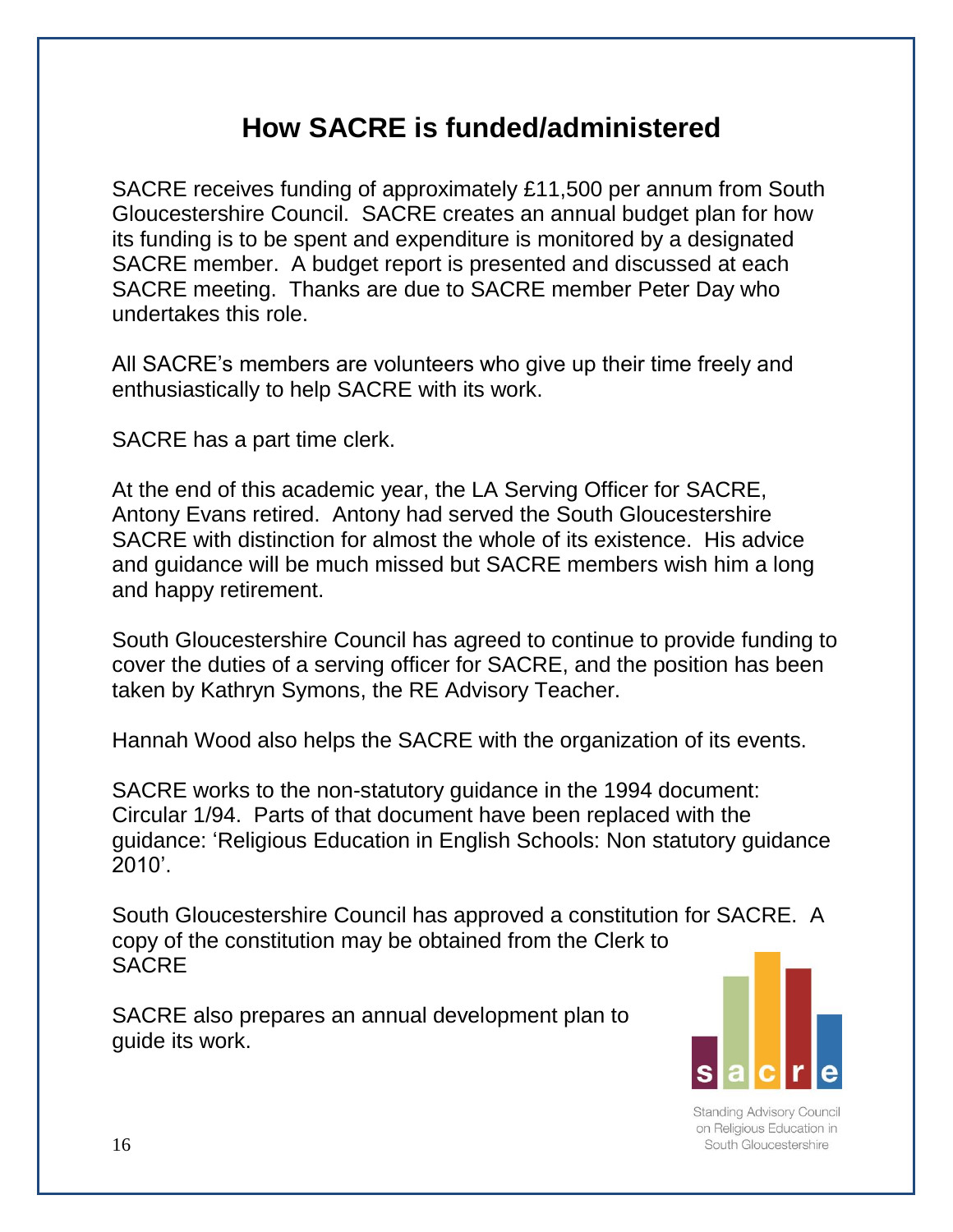# How SACRE is funded/administered

SACRE receives funding of approximately £11,500 per annum from South Gloucestershire Council. SACRE creates an annual budget plan for how its funding is to be spent and expenditure is monitored by a designated SACRE member. A budget report is presented and discussed at each SACRE meeting. Thanks are due to SACRE member Peter Day who undertakes this role.

All SACRE's members are volunteers who give up their time freely and enthusiastically to help SACRE with its work.

SACRE has a part time clerk.

At the end of this academic year, the LA Serving Officer for SACRE, Antony Evans retired. Antony had served the South Gloucestershire SACRE with distinction for almost the whole of its existence. His advice and guidance will be much missed but SACRE members wish him a long and happy retirement.

South Gloucestershire Council has agreed to continue to provide funding to cover the duties of a serving officer for SACRE, and the position has been taken by Kathryn Symons, the RE Advisory Teacher.

Hannah Wood also helps the SACRE with the organization of its events.

SACRE works to the non-statutory guidance in the 1994 document: Circular 1/94. Parts of that document have been replaced with the guidance: 'Religious Education in English Schools: Non statutory guidance 2010'.

South Gloucestershire Council has approved a constitution for SACRE. A copy of the constitution may be obtained from the Clerk to SACRE

SACRE also prepares an annual development plan to guide its work.

sacre

Standing Advisory Council on Religious Education in South Gloucestershire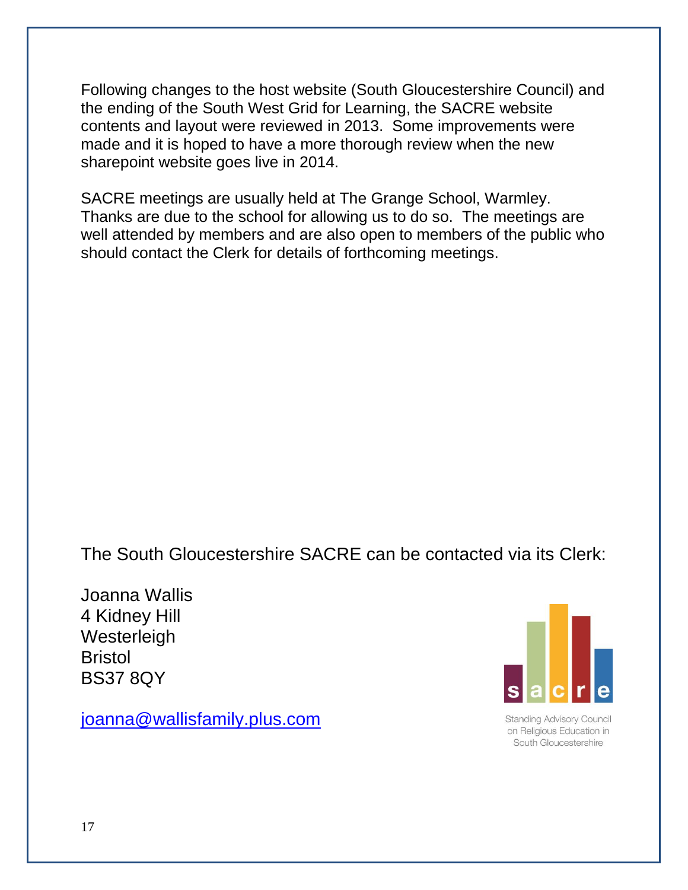Following changes to the host website (South Gloucestershire Council) and the ending of the South West Grid for Learning, the SACRE website contents and layout were reviewed in 2013. Some improvements were made and it is hoped to have a more thorough review when the new sharepoint website goes live in 2014.

SACRE meetings are usually held at The Grange School, Warmley. Thanks are due to the school for allowing us to do so. The meetings are well attended by members and are also open to members of the public who should contact the Clerk for details of forthcoming meetings.

The South Gloucestershire SACRE can be contacted via its Clerk:

Joanna Wallis
4 Kidney Hill
Westerleigh
Bristol
BS37 8QY

joanna@wallisfamily.plus.com

sacre

Standing Advisory Council on Religious Education in South Gloucestershire